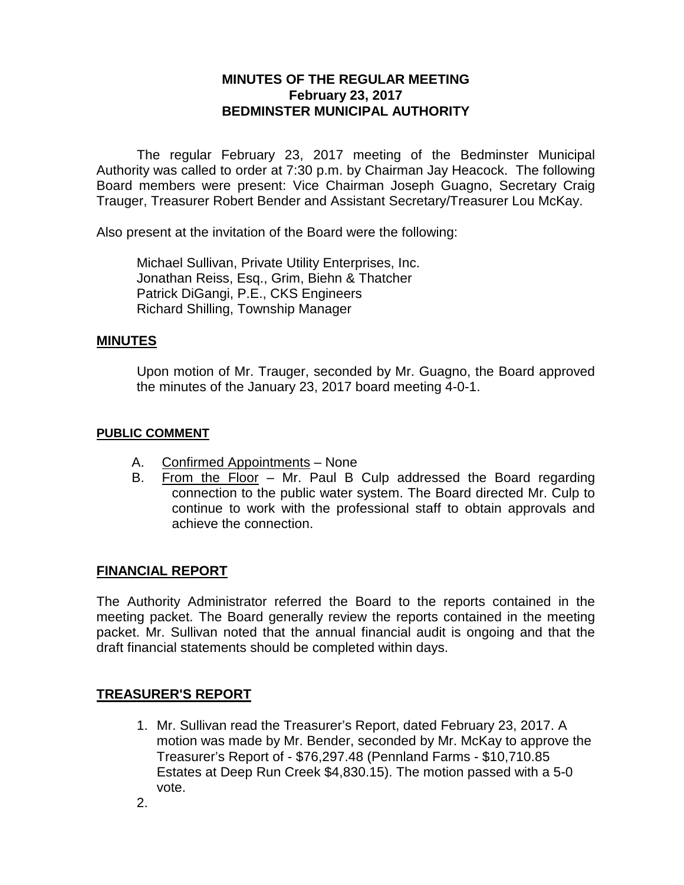**MINUTES OF THE REGULAR MEETING**
**February 23, 2017**
**BEDMINSTER MUNICIPAL AUTHORITY**

The regular February 23, 2017 meeting of the Bedminster Municipal Authority was called to order at 7:30 p.m. by Chairman Jay Heacock. The following Board members were present: Vice Chairman Joseph Guagno, Secretary Craig Trauger, Treasurer Robert Bender and Assistant Secretary/Treasurer Lou McKay.

Also present at the invitation of the Board were the following:

Michael Sullivan, Private Utility Enterprises, Inc.
Jonathan Reiss, Esq., Grim, Biehn & Thatcher
Patrick DiGangi, P.E., CKS Engineers
Richard Shilling, Township Manager

## MINUTES

Upon motion of Mr. Trauger, seconded by Mr. Guagno, the Board approved the minutes of the January 23, 2017 board meeting 4-0-1.

## PUBLIC COMMENT

A. Confirmed Appointments – None
B. From the Floor – Mr. Paul B Culp addressed the Board regarding connection to the public water system. The Board directed Mr. Culp to continue to work with the professional staff to obtain approvals and achieve the connection.

## FINANCIAL REPORT

The Authority Administrator referred the Board to the reports contained in the meeting packet. The Board generally review the reports contained in the meeting packet. Mr. Sullivan noted that the annual financial audit is ongoing and that the draft financial statements should be completed within days.

## TREASURER'S REPORT

1. Mr. Sullivan read the Treasurer's Report, dated February 23, 2017. A motion was made by Mr. Bender, seconded by Mr. McKay to approve the Treasurer's Report of - $76,297.48 (Pennland Farms - $10,710.85 Estates at Deep Run Creek $4,830.15). The motion passed with a 5-0 vote.
2.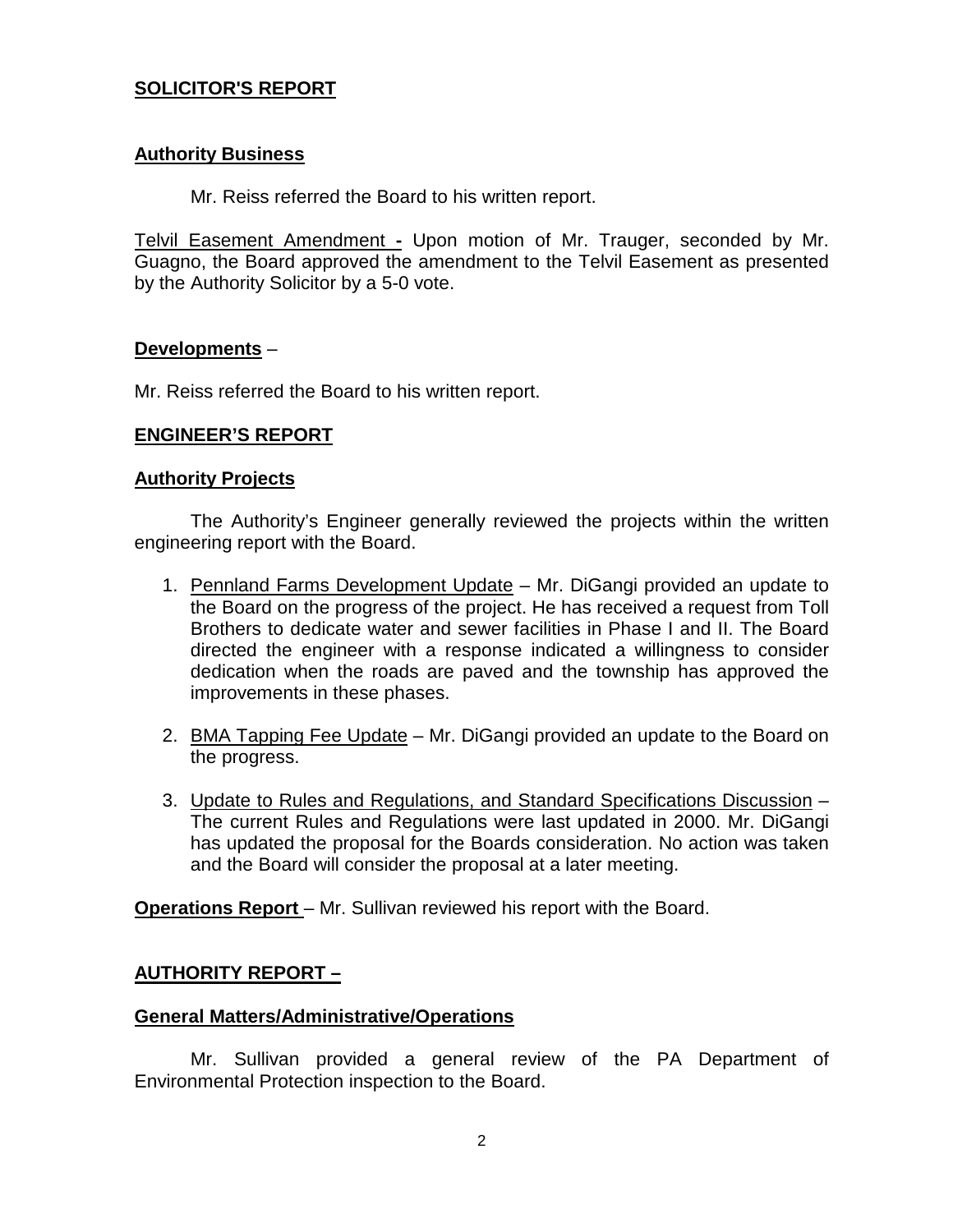## SOLICITOR'S REPORT

### Authority Business

Mr. Reiss referred the Board to his written report.

Telvil Easement Amendment - Upon motion of Mr. Trauger, seconded by Mr. Guagno, the Board approved the amendment to the Telvil Easement as presented by the Authority Solicitor by a 5-0 vote.

### Developments –

Mr. Reiss referred the Board to his written report.

## ENGINEER'S REPORT

### Authority Projects

The Authority's Engineer generally reviewed the projects within the written engineering report with the Board.

1. Pennland Farms Development Update – Mr. DiGangi provided an update to the Board on the progress of the project. He has received a request from Toll Brothers to dedicate water and sewer facilities in Phase I and II. The Board directed the engineer with a response indicated a willingness to consider dedication when the roads are paved and the township has approved the improvements in these phases.

2. BMA Tapping Fee Update – Mr. DiGangi provided an update to the Board on the progress.

3. Update to Rules and Regulations, and Standard Specifications Discussion – The current Rules and Regulations were last updated in 2000. Mr. DiGangi has updated the proposal for the Boards consideration. No action was taken and the Board will consider the proposal at a later meeting.

**Operations Report** – Mr. Sullivan reviewed his report with the Board.

## AUTHORITY REPORT –

### General Matters/Administrative/Operations

Mr. Sullivan provided a general review of the PA Department of Environmental Protection inspection to the Board.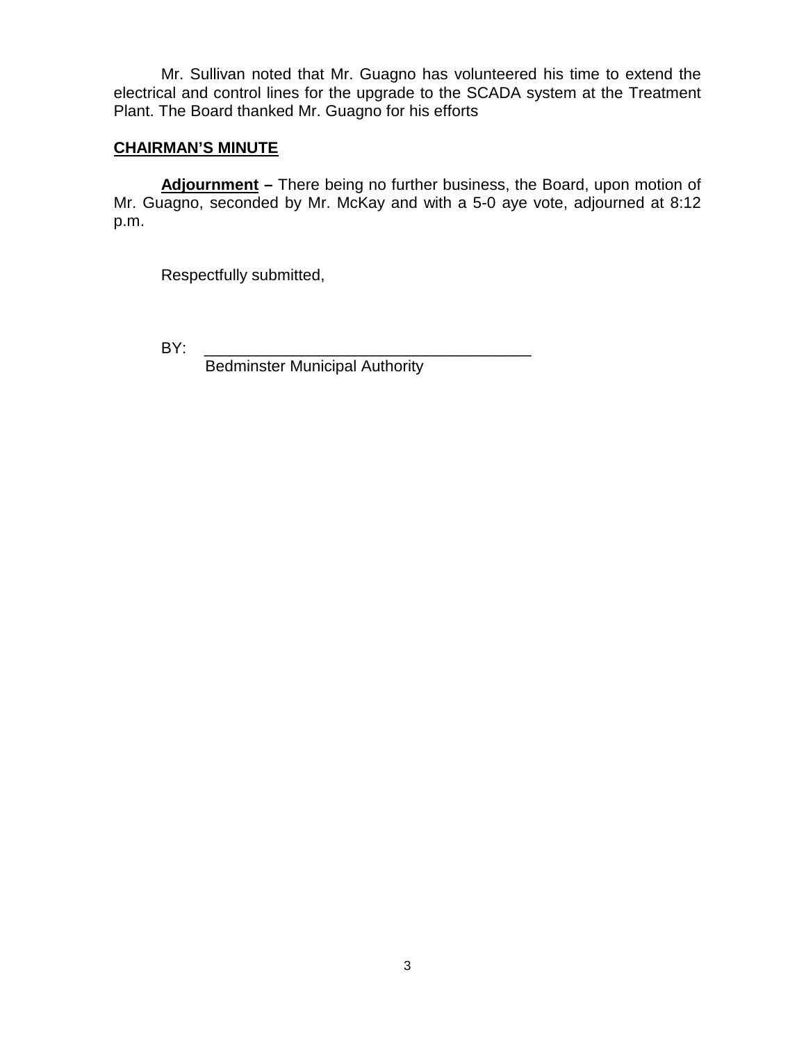Mr. Sullivan noted that Mr. Guagno has volunteered his time to extend the electrical and control lines for the upgrade to the SCADA system at the Treatment Plant. The Board thanked Mr. Guagno for his efforts

## CHAIRMAN'S MINUTE

**Adjournment –** There being no further business, the Board, upon motion of Mr. Guagno, seconded by Mr. McKay and with a 5-0 aye vote, adjourned at 8:12 p.m.

Respectfully submitted,

BY: \_\_\_\_\_\_\_\_\_\_\_\_\_\_\_\_\_\_\_\_\_\_\_\_\_\_\_\_\_\_\_\_\_\_\_\_\_\_

Bedminster Municipal Authority